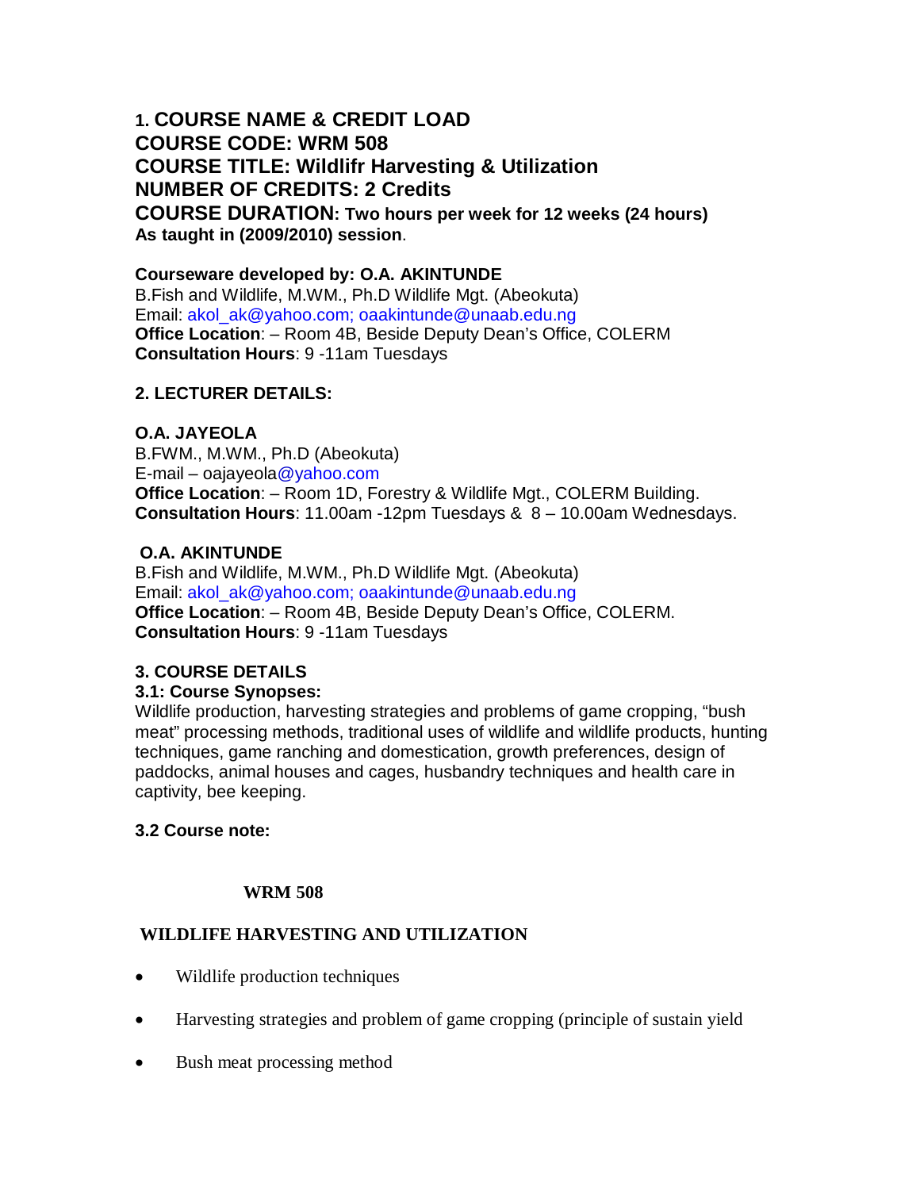## 1. COURSE NAME & CREDIT LOAD

**COURSE CODE: WRM 508**
**COURSE TITLE: Wildlifr Harvesting & Utilization**
**NUMBER OF CREDITS: 2 Credits**
**COURSE DURATION: Two hours per week for 12 weeks (24 hours)**
**As taught in (2009/2010) session**.

**Courseware developed by: O.A. AKINTUNDE**
B.Fish and Wildlife, M.WM., Ph.D Wildlife Mgt. (Abeokuta)
Email: akol_ak@yahoo.com; oaakintunde@unaab.edu.ng
**Office Location**: – Room 4B, Beside Deputy Dean's Office, COLERM
**Consultation Hours**: 9 -11am Tuesdays

## 2. LECTURER DETAILS:

**O.A. JAYEOLA**
B.FWM., M.WM., Ph.D (Abeokuta)
E-mail – oajayeola@yahoo.com
**Office Location**: – Room 1D, Forestry & Wildlife Mgt., COLERM Building.
**Consultation Hours**: 11.00am -12pm Tuesdays & 8 – 10.00am Wednesdays.

**O.A. AKINTUNDE**
B.Fish and Wildlife, M.WM., Ph.D Wildlife Mgt. (Abeokuta)
Email: akol_ak@yahoo.com; oaakintunde@unaab.edu.ng
**Office Location**: – Room 4B, Beside Deputy Dean's Office, COLERM.
**Consultation Hours**: 9 -11am Tuesdays

## 3. COURSE DETAILS

### 3.1: Course Synopses:

Wildlife production, harvesting strategies and problems of game cropping, "bush meat" processing methods, traditional uses of wildlife and wildlife products, hunting techniques, game ranching and domestication, growth preferences, design of paddocks, animal houses and cages, husbandry techniques and health care in captivity, bee keeping.

### 3.2 Course note:

**WRM 508**

**WILDLIFE HARVESTING AND UTILIZATION**

- Wildlife production techniques
- Harvesting strategies and problem of game cropping (principle of sustain yield
- Bush meat processing method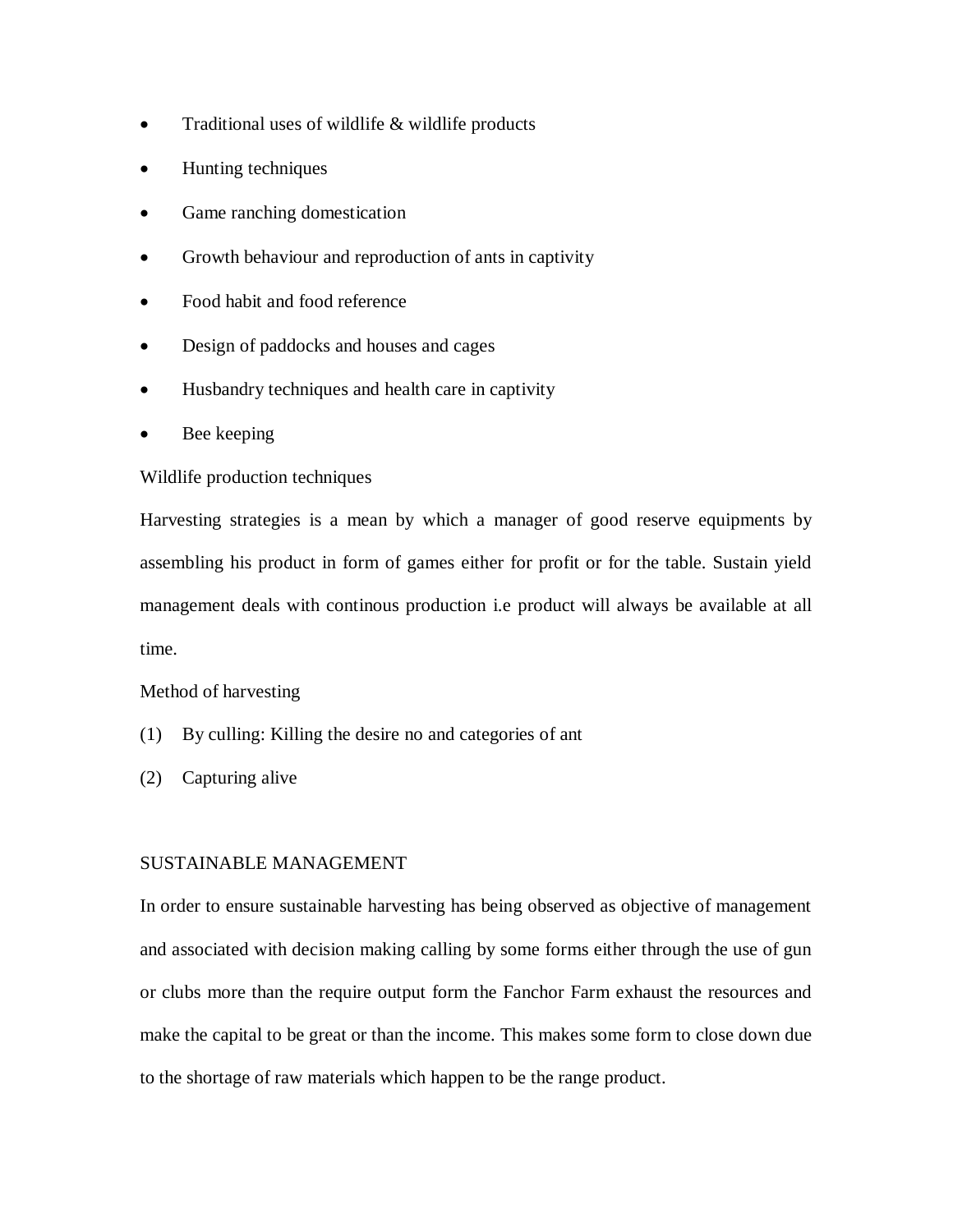- Traditional uses of wildlife & wildlife products
- Hunting techniques
- Game ranching domestication
- Growth behaviour and reproduction of ants in captivity
- Food habit and food reference
- Design of paddocks and houses and cages
- Husbandry techniques and health care in captivity
- Bee keeping

Wildlife production techniques

Harvesting strategies is a mean by which a manager of good reserve equipments by assembling his product in form of games either for profit or for the table. Sustain yield management deals with continous production i.e product will always be available at all time.

Method of harvesting

(1) By culling: Killing the desire no and categories of ant

(2) Capturing alive

SUSTAINABLE MANAGEMENT

In order to ensure sustainable harvesting has being observed as objective of management and associated with decision making calling by some forms either through the use of gun or clubs more than the require output form the Fanchor Farm exhaust the resources and make the capital to be great or than the income. This makes some form to close down due to the shortage of raw materials which happen to be the range product.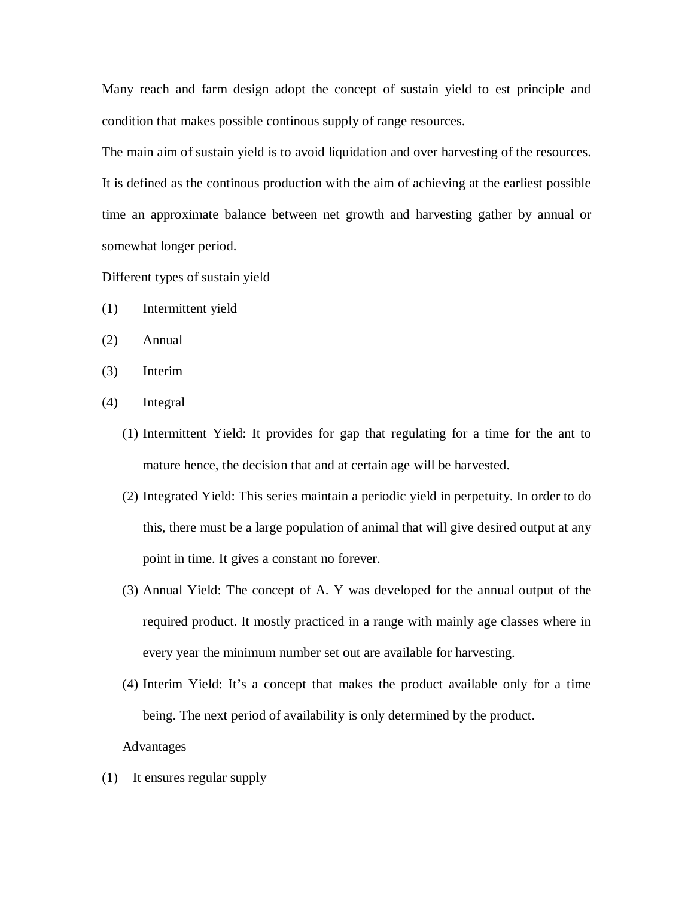Many reach and farm design adopt the concept of sustain yield to est principle and condition that makes possible continous supply of range resources.

The main aim of sustain yield is to avoid liquidation and over harvesting of the resources. It is defined as the continous production with the aim of achieving at the earliest possible time an approximate balance between net growth and harvesting gather by annual or somewhat longer period.

Different types of sustain yield

(1) Intermittent yield

(2) Annual

(3) Interim

(4) Integral

1. Intermittent Yield: It provides for gap that regulating for a time for the ant to mature hence, the decision that and at certain age will be harvested.
2. Integrated Yield: This series maintain a periodic yield in perpetuity. In order to do this, there must be a large population of animal that will give desired output at any point in time. It gives a constant no forever.
3. Annual Yield: The concept of A. Y was developed for the annual output of the required product. It mostly practiced in a range with mainly age classes where in every year the minimum number set out are available for harvesting.
4. Interim Yield: It's a concept that makes the product available only for a time being. The next period of availability is only determined by the product.

Advantages

(1) It ensures regular supply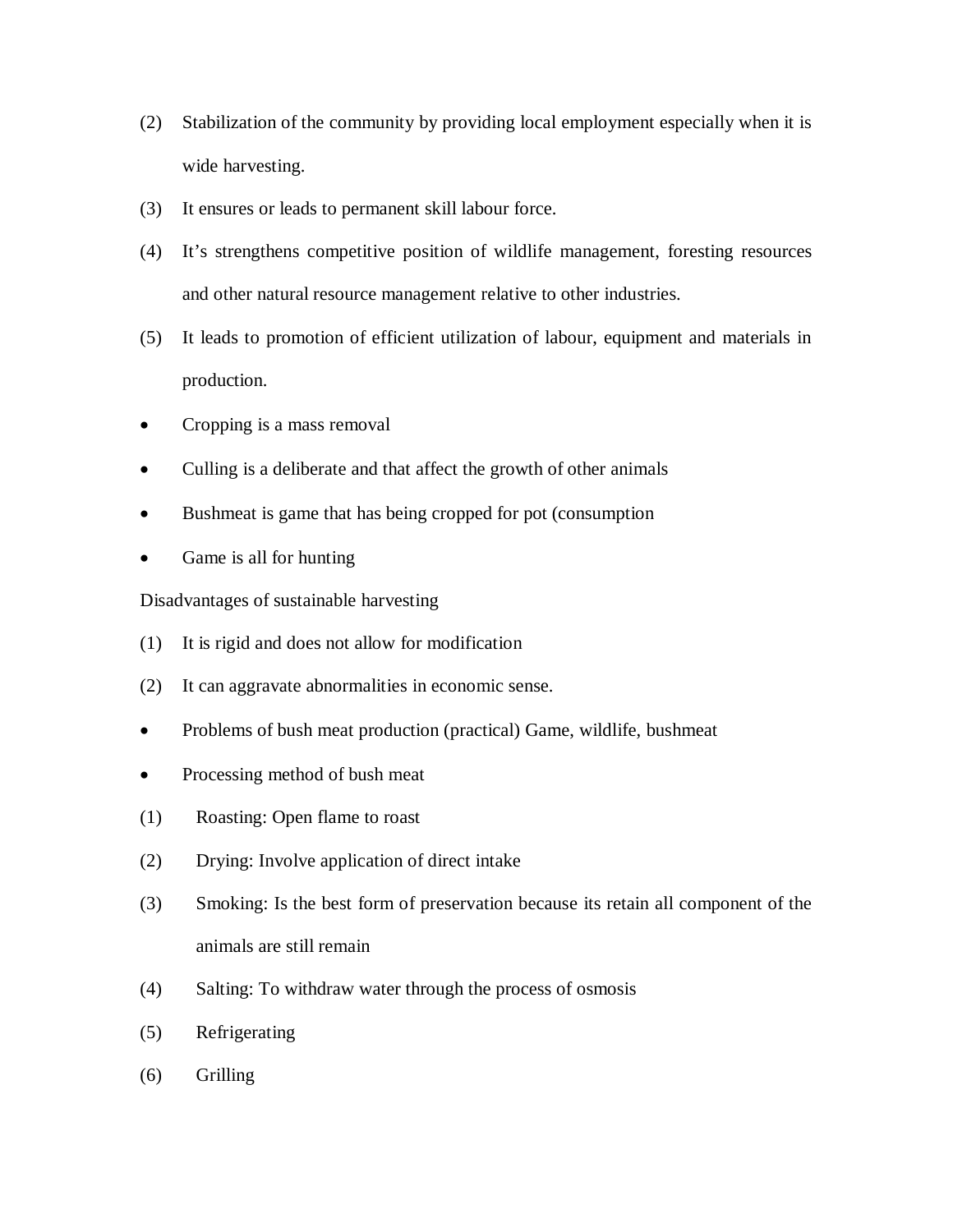(2) Stabilization of the community by providing local employment especially when it is wide harvesting.

(3) It ensures or leads to permanent skill labour force.

(4) It's strengthens competitive position of wildlife management, foresting resources and other natural resource management relative to other industries.

(5) It leads to promotion of efficient utilization of labour, equipment and materials in production.

- Cropping is a mass removal
- Culling is a deliberate and that affect the growth of other animals
- Bushmeat is game that has being cropped for pot (consumption
- Game is all for hunting

Disadvantages of sustainable harvesting

(1) It is rigid and does not allow for modification

(2) It can aggravate abnormalities in economic sense.

- Problems of bush meat production (practical) Game, wildlife, bushmeat
- Processing method of bush meat

(1) Roasting: Open flame to roast

(2) Drying: Involve application of direct intake

(3) Smoking: Is the best form of preservation because its retain all component of the animals are still remain

(4) Salting: To withdraw water through the process of osmosis

(5) Refrigerating

(6) Grilling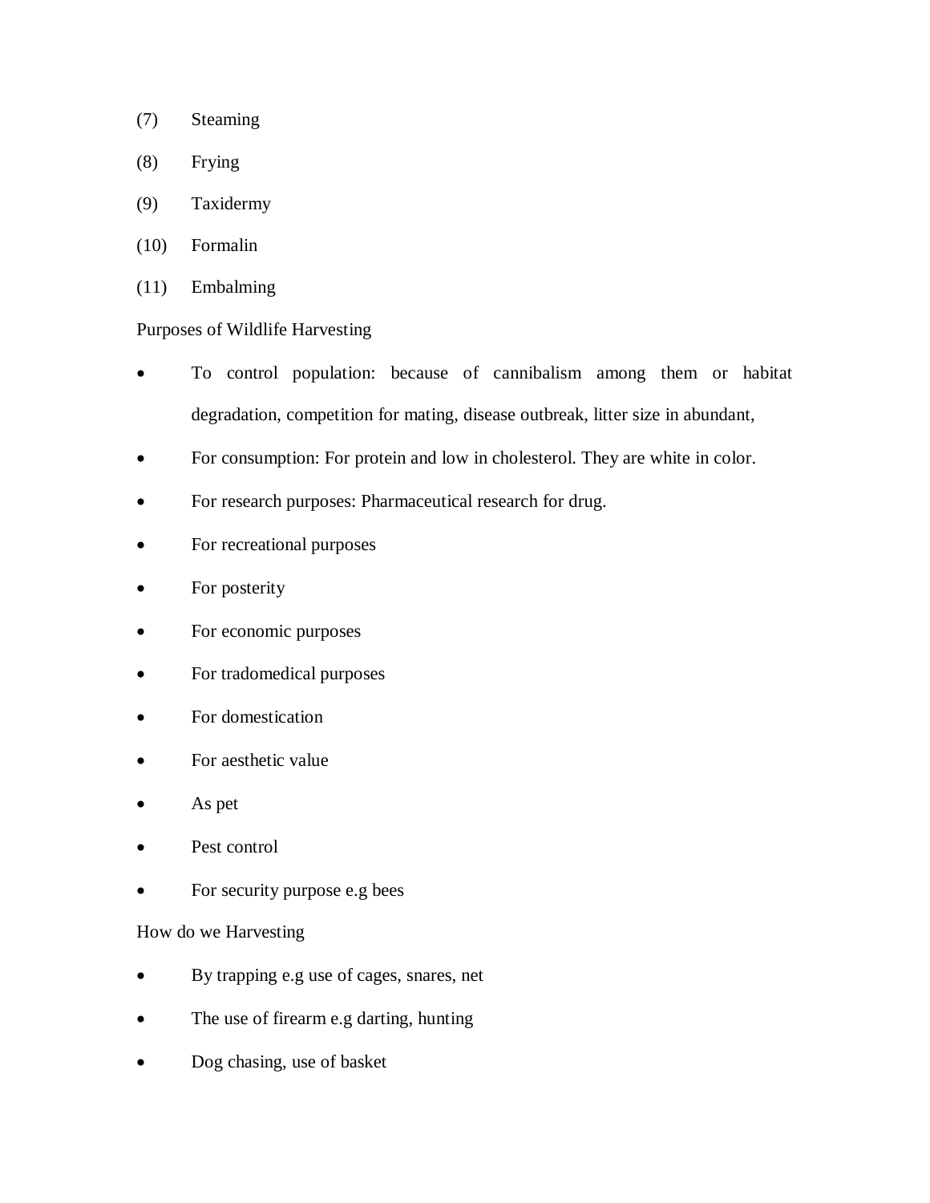(7) Steaming

(8) Frying

(9) Taxidermy

(10) Formalin

(11) Embalming

Purposes of Wildlife Harvesting

- To control population: because of cannibalism among them or habitat degradation, competition for mating, disease outbreak, litter size in abundant,
- For consumption: For protein and low in cholesterol. They are white in color.
- For research purposes: Pharmaceutical research for drug.
- For recreational purposes
- For posterity
- For economic purposes
- For tradomedical purposes
- For domestication
- For aesthetic value
- As pet
- Pest control
- For security purpose e.g bees

How do we Harvesting

- By trapping e.g use of cages, snares, net
- The use of firearm e.g darting, hunting
- Dog chasing, use of basket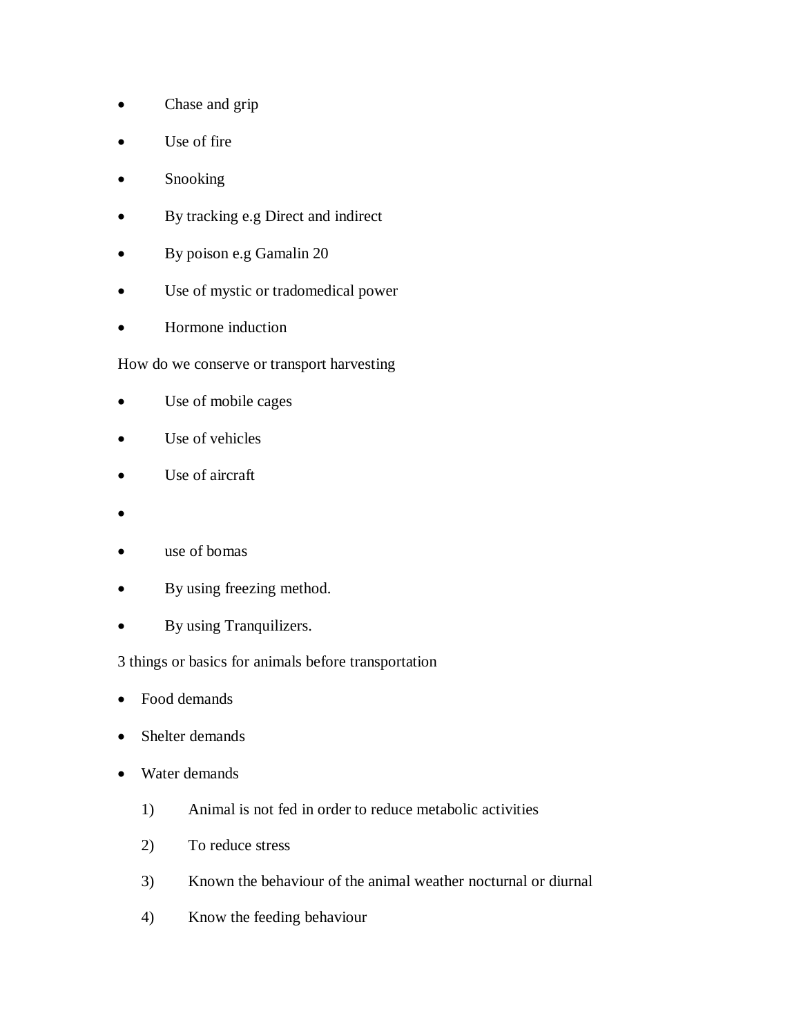- Chase and grip
- Use of fire
- Snooking
- By tracking e.g Direct and indirect
- By poison e.g Gamalin 20
- Use of mystic or tradomedical power
- Hormone induction

How do we conserve or transport harvesting

- Use of mobile cages
- Use of vehicles
- Use of aircraft
- 
- use of bomas
- By using freezing method.
- By using Tranquilizers.

3 things or basics for animals before transportation

- Food demands
- Shelter demands
- Water demands

1) Animal is not fed in order to reduce metabolic activities
2) To reduce stress
3) Known the behaviour of the animal weather nocturnal or diurnal
4) Know the feeding behaviour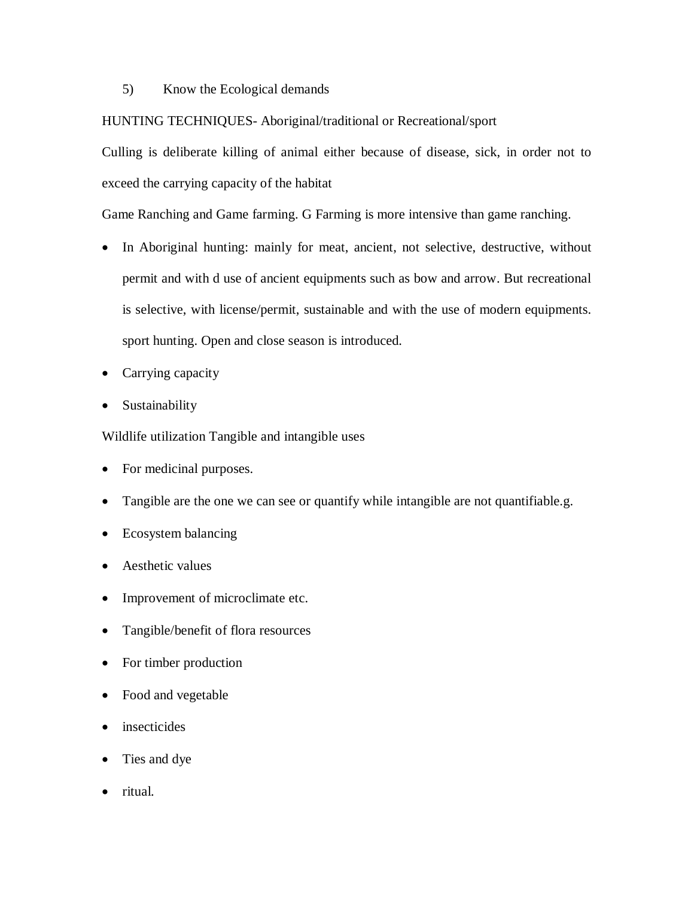5) Know the Ecological demands

HUNTING TECHNIQUES- Aboriginal/traditional or Recreational/sport

Culling is deliberate killing of animal either because of disease, sick, in order not to exceed the carrying capacity of the habitat

Game Ranching and Game farming. G Farming is more intensive than game ranching.

- In Aboriginal hunting: mainly for meat, ancient, not selective, destructive, without permit and with d use of ancient equipments such as bow and arrow. But recreational is selective, with license/permit, sustainable and with the use of modern equipments. sport hunting. Open and close season is introduced.
- Carrying capacity
- Sustainability

Wildlife utilization Tangible and intangible uses

- For medicinal purposes.
- Tangible are the one we can see or quantify while intangible are not quantifiable.g.
- Ecosystem balancing
- Aesthetic values
- Improvement of microclimate etc.
- Tangible/benefit of flora resources
- For timber production
- Food and vegetable
- insecticides
- Ties and dye
- ritual.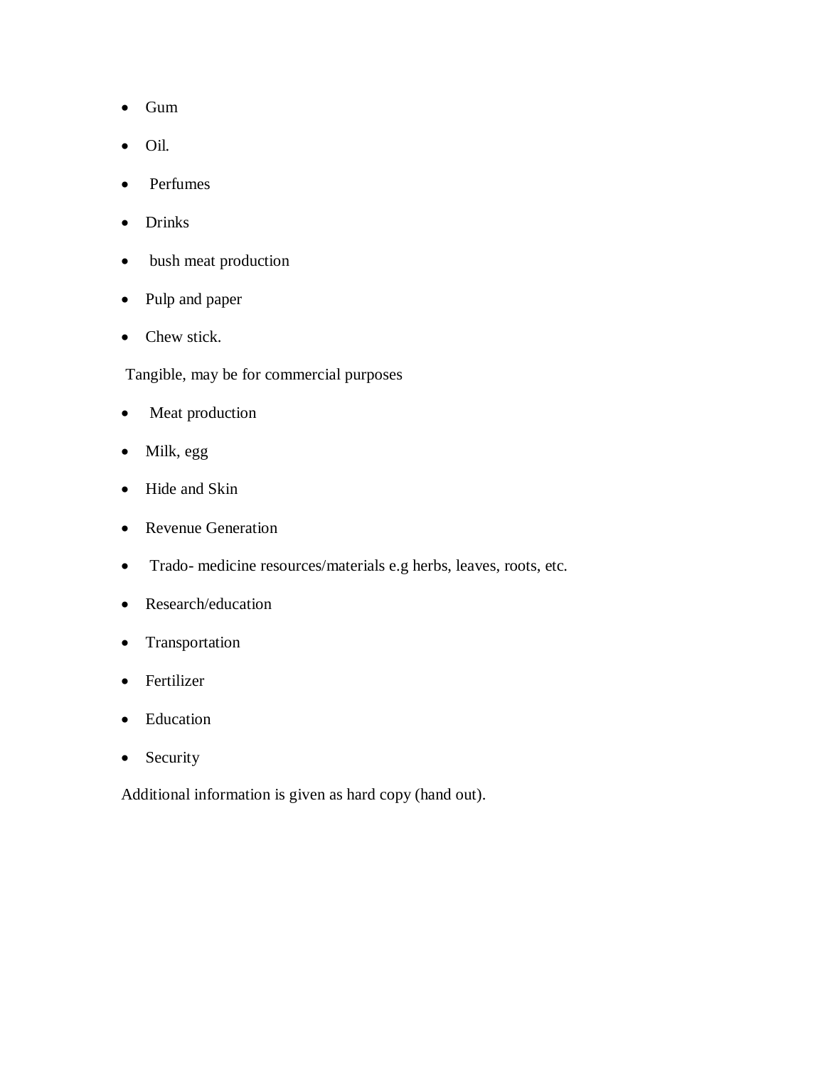- Gum
- Oil.
- Perfumes
- Drinks
- bush meat production
- Pulp and paper
- Chew stick.

Tangible, may be for commercial purposes

- Meat production
- Milk, egg
- Hide and Skin
- Revenue Generation
- Trado- medicine resources/materials e.g herbs, leaves, roots, etc.
- Research/education
- Transportation
- Fertilizer
- Education
- Security

Additional information is given as hard copy (hand out).